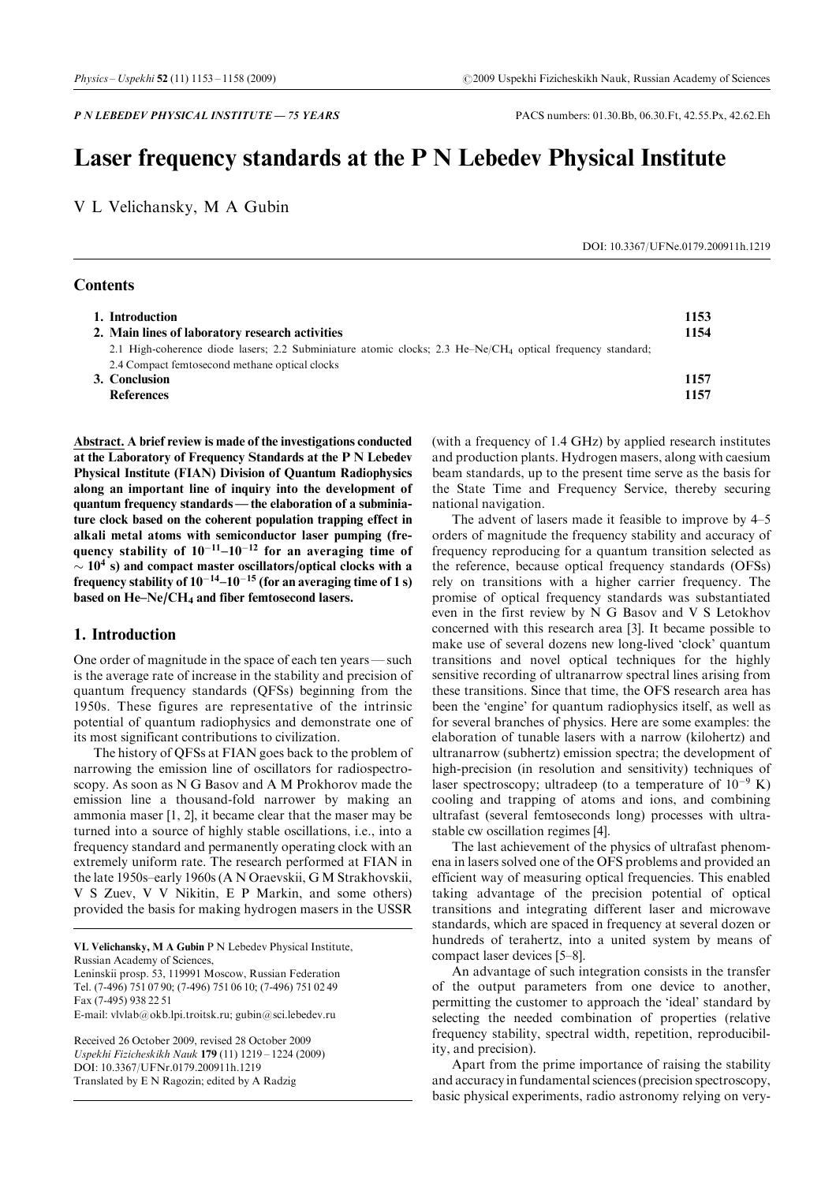P N LEBEDEV PHYSICAL INSTITUTE — 75 YEARS

PACS numbers: 01.30.Bb, 06.30.Ft, 42.55.Px, 42.62.Eh

# Laser frequency standards at the P N Lebedev Physical Institute

V L Velichansky, M A Gubin

DOI: 10.3367/UFNe.0179.200911h.1219

## Contents

| | |
|---|---|
| **1. Introduction** | **1153** |
| **2. Main lines of laboratory research activities** | **1154** |
| 2.1 High-coherence diode lasers; 2.2 Subminiature atomic clocks; 2.3 He–Ne/$CH_4$ optical frequency standard; 2.4 Compact femtosecond methane optical clocks | |
| **3. Conclusion** | **1157** |
| **References** | **1157** |

**Abstract. A brief review is made of the investigations conducted at the Laboratory of Frequency Standards at the P N Lebedev Physical Institute (FIAN) Division of Quantum Radiophysics along an important line of inquiry into the development of quantum frequency standards — the elaboration of a subminiature clock based on the coherent population trapping effect in alkali metal atoms with semiconductor laser pumping (frequency stability of $10^{-11}$–$10^{-12}$ for an averaging time of $\sim 10^4$ s) and compact master oscillators/optical clocks with a frequency stability of $10^{-14}$–$10^{-15}$ (for an averaging time of 1 s) based on He–Ne/$CH_4$ and fiber femtosecond lasers.**

## 1. Introduction

One order of magnitude in the space of each ten years — such is the average rate of increase in the stability and precision of quantum frequency standards (QFSs) beginning from the 1950s. These figures are representative of the intrinsic potential of quantum radiophysics and demonstrate one of its most significant contributions to civilization.

The history of QFSs at FIAN goes back to the problem of narrowing the emission line of oscillators for radiospectroscopy. As soon as N G Basov and A M Prokhorov made the emission line a thousand-fold narrower by making an ammonia maser [1, 2], it became clear that the maser may be turned into a source of highly stable oscillations, i.e., into a frequency standard and permanently operating clock with an extremely uniform rate. The research performed at FIAN in the late 1950s–early 1960s (A N Oraevskii, G M Strakhovskii, V S Zuev, V V Nikitin, E P Markin, and some others) provided the basis for making hydrogen masers in the USSR (with a frequency of 1.4 GHz) by applied research institutes and production plants. Hydrogen masers, along with caesium beam standards, up to the present time serve as the basis for the State Time and Frequency Service, thereby securing national navigation.

The advent of lasers made it feasible to improve by 4–5 orders of magnitude the frequency stability and accuracy of frequency reproducing for a quantum transition selected as the reference, because optical frequency standards (OFSs) rely on transitions with a higher carrier frequency. The promise of optical frequency standards was substantiated even in the first review by N G Basov and V S Letokhov concerned with this research area [3]. It became possible to make use of several dozens new long-lived 'clock' quantum transitions and novel optical techniques for the highly sensitive recording of ultranarrow spectral lines arising from these transitions. Since that time, the OFS research area has been the 'engine' for quantum radiophysics itself, as well as for several branches of physics. Here are some examples: the elaboration of tunable lasers with a narrow (kilohertz) and ultranarrow (subhertz) emission spectra; the development of high-precision (in resolution and sensitivity) techniques of laser spectroscopy; ultradeep (to a temperature of $10^{-9}$ K) cooling and trapping of atoms and ions, and combining ultrafast (several femtoseconds long) processes with ultrastable cw oscillation regimes [4].

The last achievement of the physics of ultrafast phenomena in lasers solved one of the OFS problems and provided an efficient way of measuring optical frequencies. This enabled taking advantage of the precision potential of optical transitions and integrating different laser and microwave standards, which are spaced in frequency at several dozen or hundreds of terahertz, into a united system by means of compact laser devices [5–8].

An advantage of such integration consists in the transfer of the output parameters from one device to another, permitting the customer to approach the 'ideal' standard by selecting the needed combination of properties (relative frequency stability, spectral width, repetition, reproducibility, and precision).

Apart from the prime importance of raising the stability and accuracy in fundamental sciences (precision spectroscopy, basic physical experiments, radio astronomy relying on very-

---

VL Velichansky, M A Gubin P N Lebedev Physical Institute, Russian Academy of Sciences, Leninskii prosp. 53, 119991 Moscow, Russian Federation
Tel. (7-496) 751 07 90; (7-496) 751 06 10; (7-496) 751 02 49
Fax (7-495) 938 22 51
E-mail: vlvlab@okb.lpi.troitsk.ru; gubin@sci.lebedev.ru

Received 26 October 2009, revised 28 October 2009
*Uspekhi Fizicheskikh Nauk* **179** (11) 1219 – 1224 (2009)
DOI: 10.3367/UFNr.0179.200911h.1219
Translated by E N Ragozin; edited by A Radzig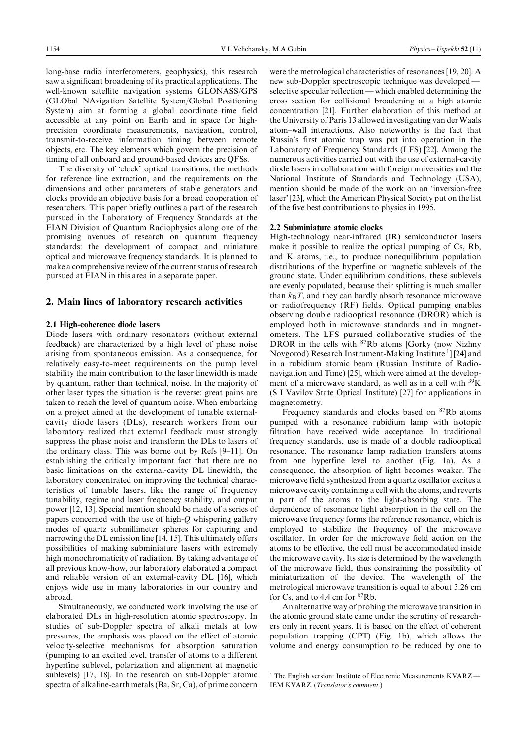long-base radio interferometers, geophysics), this research saw a significant broadening of its practical applications. The well-known satellite navigation systems GLONASS/GPS (GLObal NAvigation Satellite System/Global Positioning System) aim at forming a global coordinate–time field accessible at any point on Earth and in space for high-precision coordinate measurements, navigation, control, transmit-to-receive information timing between remote objects, etc. The key elements which govern the precision of timing of all onboard and ground-based devices are QFSs.

The diversity of 'clock' optical transitions, the methods for reference line extraction, and the requirements on the dimensions and other parameters of stable generators and clocks provide an objective basis for a broad cooperation of researchers. This paper briefly outlines a part of the research pursued in the Laboratory of Frequency Standards at the FIAN Division of Quantum Radiophysics along one of the promising avenues of research on quantum frequency standards: the development of compact and miniature optical and microwave frequency standards. It is planned to make a comprehensive review of the current status of research pursued at FIAN in this area in a separate paper.

## 2. Main lines of laboratory research activities

### 2.1 High-coherence diode lasers

Diode lasers with ordinary resonators (without external feedback) are characterized by a high level of phase noise arising from spontaneous emission. As a consequence, for relatively easy-to-meet requirements on the pump level stability the main contribution to the laser linewidth is made by quantum, rather than technical, noise. In the majority of other laser types the situation is the reverse: great pains are taken to reach the level of quantum noise. When embarking on a project aimed at the development of tunable external-cavity diode lasers (DLs), research workers from our laboratory realized that external feedback must strongly suppress the phase noise and transform the DLs to lasers of the ordinary class. This was borne out by Refs [9–11]. On establishing the critically important fact that there are no basic limitations on the external-cavity DL linewidth, the laboratory concentrated on improving the technical characteristics of tunable lasers, like the range of frequency tunability, regime and laser frequency stability, and output power [12, 13]. Special mention should be made of a series of papers concerned with the use of high-$Q$ whispering gallery modes of quartz submillimeter spheres for capturing and narrowing the DL emission line [14, 15]. This ultimately offers possibilities of making subminiature lasers with extremely high monochromaticity of radiation. By taking advantage of all previous know-how, our laboratory elaborated a compact and reliable version of an external-cavity DL [16], which enjoys wide use in many laboratories in our country and abroad.

Simultaneously, we conducted work involving the use of elaborated DLs in high-resolution atomic spectroscopy. In studies of sub-Doppler spectra of alkali metals at low pressures, the emphasis was placed on the effect of atomic velocity-selective mechanisms for absorption saturation (pumping to an excited level, transfer of atoms to a different hyperfine sublevel, polarization and alignment at magnetic sublevels) [17, 18]. In the research on sub-Doppler atomic spectra of alkaline-earth metals (Ba, Sr, Ca), of prime concern were the metrological characteristics of resonances [19, 20]. A new sub-Doppler spectroscopic technique was developed — selective specular reflection — which enabled determining the cross section for collisional broadening at a high atomic concentration [21]. Further elaboration of this method at the University of Paris 13 allowed investigating van der Waals atom–wall interactions. Also noteworthy is the fact that Russia's first atomic trap was put into operation in the Laboratory of Frequency Standards (LFS) [22]. Among the numerous activities carried out with the use of external-cavity diode lasers in collaboration with foreign universities and the National Institute of Standards and Technology (USA), mention should be made of the work on an 'inversion-free laser' [23], which the American Physical Society put on the list of the five best contributions to physics in 1995.

### 2.2 Subminiature atomic clocks

High-technology near-infrared (IR) semiconductor lasers make it possible to realize the optical pumping of Cs, Rb, and K atoms, i.e., to produce nonequilibrium population distributions of the hyperfine or magnetic sublevels of the ground state. Under equilibrium conditions, these sublevels are evenly populated, because their splitting is much smaller than $k_B T$, and they can hardly absorb resonance microwave or radiofrequency (RF) fields. Optical pumping enables observing double radiooptical resonance (DROR) which is employed both in microwave standards and in magnetometers. The LFS pursued collaborative studies of the DROR in the cells with $^{87}$Rb atoms [Gorky (now Nizhny Novgorod) Research Instrument-Making Institute [1]] [24] and in a rubidium atomic beam (Russian Institute of Radionavigation and Time) [25], which were aimed at the development of a microwave standard, as well as in a cell with $^{39}$K (S I Vavilov State Optical Institute) [27] for applications in magnetometry.

Frequency standards and clocks based on $^{87}$Rb atoms pumped with a resonance rubidium lamp with isotopic filtration have received wide acceptance. In traditional frequency standards, use is made of a double radiooptical resonance. The resonance lamp radiation transfers atoms from one hyperfine level to another (Fig. 1a). As a consequence, the absorption of light becomes weaker. The microwave field synthesized from a quartz oscillator excites a microwave cavity containing a cell with the atoms, and reverts a part of the atoms to the light-absorbing state. The dependence of resonance light absorption in the cell on the microwave frequency forms the reference resonance, which is employed to stabilize the frequency of the microwave oscillator. In order for the microwave field action on the atoms to be effective, the cell must be accommodated inside the microwave cavity. Its size is determined by the wavelength of the microwave field, thus constraining the possibility of miniaturization of the device. The wavelength of the metrological microwave transition is equal to about 3.26 cm for Cs, and to 4.4 cm for $^{87}$Rb.

An alternative way of probing the microwave transition in the atomic ground state came under the scrutiny of researchers only in recent years. It is based on the effect of coherent population trapping (CPT) (Fig. 1b), which allows the volume and energy consumption to be reduced by one to

[1] The English version: Institute of Electronic Measurements KVARZ — IEM KVARZ. (*Translator's comment*.)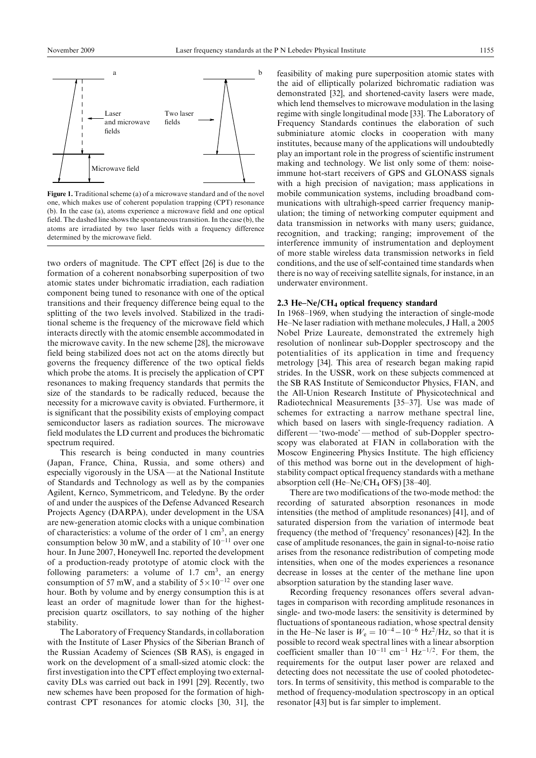Figure 1. Traditional scheme (a) of a microwave standard and of the novel one, which makes use of coherent population trapping (CPT) resonance (b). In the case (a), atoms experience a microwave field and one optical field. The dashed line shows the spontaneous transition. In the case (b), the atoms are irradiated by two laser fields with a frequency difference determined by the microwave field.

two orders of magnitude. The CPT effect [26] is due to the formation of a coherent nonabsorbing superposition of two atomic states under bichromatic irradiation, each radiation component being tuned to resonance with one of the optical transitions and their frequency difference being equal to the splitting of the two levels involved. Stabilized in the traditional scheme is the frequency of the microwave field which interacts directly with the atomic ensemble accommodated in the microwave cavity. In the new scheme [28], the microwave field being stabilized does not act on the atoms directly but governs the frequency difference of the two optical fields which probe the atoms. It is precisely the application of CPT resonances to making frequency standards that permits the size of the standards to be radically reduced, because the necessity for a microwave cavity is obviated. Furthermore, it is significant that the possibility exists of employing compact semiconductor lasers as radiation sources. The microwave field modulates the LD current and produces the bichromatic spectrum required.

This research is being conducted in many countries (Japan, France, China, Russia, and some others) and especially vigorously in the USA — at the National Institute of Standards and Technology as well as by the companies Agilent, Kernco, Symmetricom, and Teledyne. By the order of and under the auspices of the Defense Advanced Research Projects Agency (DARPA), under development in the USA are new-generation atomic clocks with a unique combination of characteristics: a volume of the order of 1 $cm^3$, an energy consumption below 30 mW, and a stability of $10^{-11}$ over one hour. In June 2007, Honeywell Inc. reported the development of a production-ready prototype of atomic clock with the following parameters: a volume of 1.7 $cm^3$, an energy consumption of 57 mW, and a stability of $5\times10^{-12}$ over one hour. Both by volume and by energy consumption this is at least an order of magnitude lower than for the highest-precision quartz oscillators, to say nothing of the higher stability.

The Laboratory of Frequency Standards, in collaboration with the Institute of Laser Physics of the Siberian Branch of the Russian Academy of Sciences (SB RAS), is engaged in work on the development of a small-sized atomic clock: the first investigation into the CPT effect employing two external-cavity DLs was carried out back in 1991 [29]. Recently, two new schemes have been proposed for the formation of high-contrast CPT resonances for atomic clocks [30, 31], the feasibility of making pure superposition atomic states with the aid of elliptically polarized bichromatic radiation was demonstrated [32], and shortened-cavity lasers were made, which lend themselves to microwave modulation in the lasing regime with single longitudinal mode [33]. The Laboratory of Frequency Standards continues the elaboration of such subminiature atomic clocks in cooperation with many institutes, because many of the applications will undoubtedly play an important role in the progress of scientific instrument making and technology. We list only some of them: noise-immune hot-start receivers of GPS and GLONASS signals with a high precision of navigation; mass applications in mobile communication systems, including broadband communications with ultrahigh-speed carrier frequency manipulation; the timing of networking computer equipment and data transmission in networks with many users; guidance, recognition, and tracking; ranging; improvement of the interference immunity of instrumentation and deployment of more stable wireless data transmission networks in field conditions, and the use of self-contained time standards when there is no way of receiving satellite signals, for instance, in an underwater environment.

### 2.3 He–Ne/$CH_4$ optical frequency standard

In 1968–1969, when studying the interaction of single-mode He–Ne laser radiation with methane molecules, J Hall, a 2005 Nobel Prize Laureate, demonstrated the extremely high resolution of nonlinear sub-Doppler spectroscopy and the potentialities of its application in time and frequency metrology [34]. This area of research began making rapid strides. In the USSR, work on these subjects commenced at the SB RAS Institute of Semiconductor Physics, FIAN, and the All-Union Research Institute of Physicotechnical and Radiotechnical Measurements [35–37]. Use was made of schemes for extracting a narrow methane spectral line, which based on lasers with single-frequency radiation. A different — 'two-mode' — method of sub-Doppler spectroscopy was elaborated at FIAN in collaboration with the Moscow Engineering Physics Institute. The high efficiency of this method was borne out in the development of high-stability compact optical frequency standards with a methane absorption cell (He–Ne/$CH_4$ OFS) [38–40].

There are two modifications of the two-mode method: the recording of saturated absorption resonances in mode intensities (the method of amplitude resonances) [41], and of saturated dispersion from the variation of intermode beat frequency (the method of 'frequency' resonances) [42]. In the case of amplitude resonances, the gain in signal-to-noise ratio arises from the resonance redistribution of competing mode intensities, when one of the modes experiences a resonance decrease in losses at the center of the methane line upon absorption saturation by the standing laser wave.

Recording frequency resonances offers several advantages in comparison with recording amplitude resonances in single- and two-mode lasers: the sensitivity is determined by fluctuations of spontaneous radiation, whose spectral density in the He–Ne laser is $W_e = 10^{-4}-10^{-6}$ $Hz^2/Hz$, so that it is possible to record weak spectral lines with a linear absorption coefficient smaller than $10^{-11}$ $cm^{-1}$ $Hz^{-1/2}$. For them, the requirements for the output laser power are relaxed and detecting does not necessitate the use of cooled photodetectors. In terms of sensitivity, this method is comparable to the method of frequency-modulation spectroscopy in an optical resonator [43] but is far simpler to implement.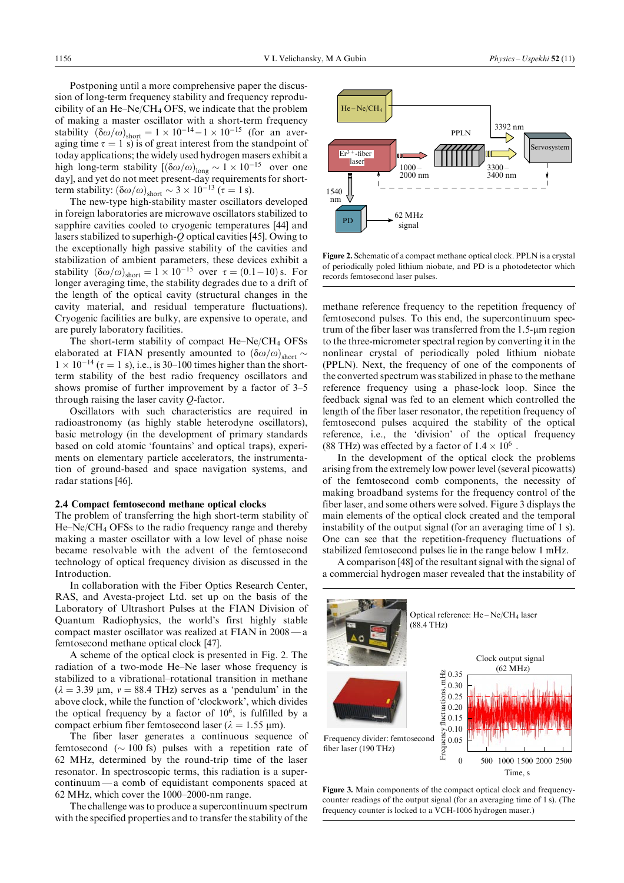Postponing until a more comprehensive paper the discussion of long-term frequency stability and frequency reproducibility of an He–Ne/$CH_4$ OFS, we indicate that the problem of making a master oscillator with a short-term frequency stability $(\delta\omega/\omega)_{\text{short}} = 1 \times 10^{-14} - 1 \times 10^{-15}$ (for an averaging time $\tau = 1$ s) is of great interest from the standpoint of today applications; the widely used hydrogen masers exhibit a high long-term stability $[(\delta\omega/\omega)_{\text{long}} \sim 1 \times 10^{-15}$ over one day], and yet do not meet present-day requirements for short-term stability: $(\delta\omega/\omega)_{\text{short}} \sim 3 \times 10^{-13}$ ($\tau = 1$ s).

The new-type high-stability master oscillators developed in foreign laboratories are microwave oscillators stabilized to sapphire cavities cooled to cryogenic temperatures [44] and lasers stabilized to superhigh-$Q$ optical cavities [45]. Owing to the exceptionally high passive stability of the cavities and stabilization of ambient parameters, these devices exhibit a stability $(\delta\omega/\omega)_{\text{short}} = 1 \times 10^{-15}$ over $\tau = (0.1-10)$ s. For longer averaging time, the stability degrades due to a drift of the length of the optical cavity (structural changes in the cavity material, and residual temperature fluctuations). Cryogenic facilities are bulky, are expensive to operate, and are purely laboratory facilities.

The short-term stability of compact He–Ne/$CH_4$ OFSs elaborated at FIAN presently amounted to $(\delta\omega/\omega)_{\text{short}} \sim 1 \times 10^{-14}$ ($\tau = 1$ s), i.e., is 30–100 times higher than the short-term stability of the best radio frequency oscillators and shows promise of further improvement by a factor of 3–5 through raising the laser cavity $Q$-factor.

Oscillators with such characteristics are required in radioastronomy (as highly stable heterodyne oscillators), basic metrology (in the development of primary standards based on cold atomic 'fountains' and optical traps), experiments on elementary particle accelerators, the instrumentation of ground-based and space navigation systems, and radar stations [46].

### 2.4 Compact femtosecond methane optical clocks

The problem of transferring the high short-term stability of He–Ne/$CH_4$ OFSs to the radio frequency range and thereby making a master oscillator with a low level of phase noise became resolvable with the advent of the femtosecond technology of optical frequency division as discussed in the Introduction.

In collaboration with the Fiber Optics Research Center, RAS, and Avesta-project Ltd. set up on the basis of the Laboratory of Ultrashort Pulses at the FIAN Division of Quantum Radiophysics, the world's first highly stable compact master oscillator was realized at FIAN in 2008 — a femtosecond methane optical clock [47].

A scheme of the optical clock is presented in Fig. 2. The radiation of a two-mode He–Ne laser whose frequency is stabilized to a vibrational–rotational transition in methane ($\lambda = 3.39$ μm, $\nu = 88.4$ THz) serves as a 'pendulum' in the above clock, while the function of 'clockwork', which divides the optical frequency by a factor of $10^6$, is fulfilled by a compact erbium fiber femtosecond laser ($\lambda = 1.55$ μm).

The fiber laser generates a continuous sequence of femtosecond ($\sim 100$ fs) pulses with a repetition rate of 62 MHz, determined by the round-trip time of the laser resonator. In spectroscopic terms, this radiation is a supercontinuum — a comb of equidistant components spaced at 62 MHz, which cover the 1000–2000-nm range.

The challenge was to produce a supercontinuum spectrum with the specified properties and to transfer the stability of the

Figure 2. Schematic of a compact methane optical clock. PPLN is a crystal of periodically poled lithium niobate, and PD is a photodetector which records femtosecond laser pulses.

methane reference frequency to the repetition frequency of femtosecond pulses. To this end, the supercontinuum spectrum of the fiber laser was transferred from the 1.5-μm region to the three-micrometer spectral region by converting it in the nonlinear crystal of periodically poled lithium niobate (PPLN). Next, the frequency of one of the components of the converted spectrum was stabilized in phase to the methane reference frequency using a phase-lock loop. Since the feedback signal was fed to an element which controlled the length of the fiber laser resonator, the repetition frequency of femtosecond pulses acquired the stability of the optical reference, i.e., the 'division' of the optical frequency (88 THz) was effected by a factor of $1.4 \times 10^6$.

In the development of the optical clock the problems arising from the extremely low power level (several picowatts) of the femtosecond comb components, the necessity of making broadband systems for the frequency control of the fiber laser, and some others were solved. Figure 3 displays the main elements of the optical clock created and the temporal instability of the output signal (for an averaging time of 1 s). One can see that the repetition-frequency fluctuations of stabilized femtosecond pulses lie in the range below 1 mHz.

A comparison [48] of the resultant signal with the signal of a commercial hydrogen maser revealed that the instability of

Figure 3. Main components of the compact optical clock and frequency-counter readings of the output signal (for an averaging time of 1 s). (The frequency counter is locked to a VCH-1006 hydrogen maser.)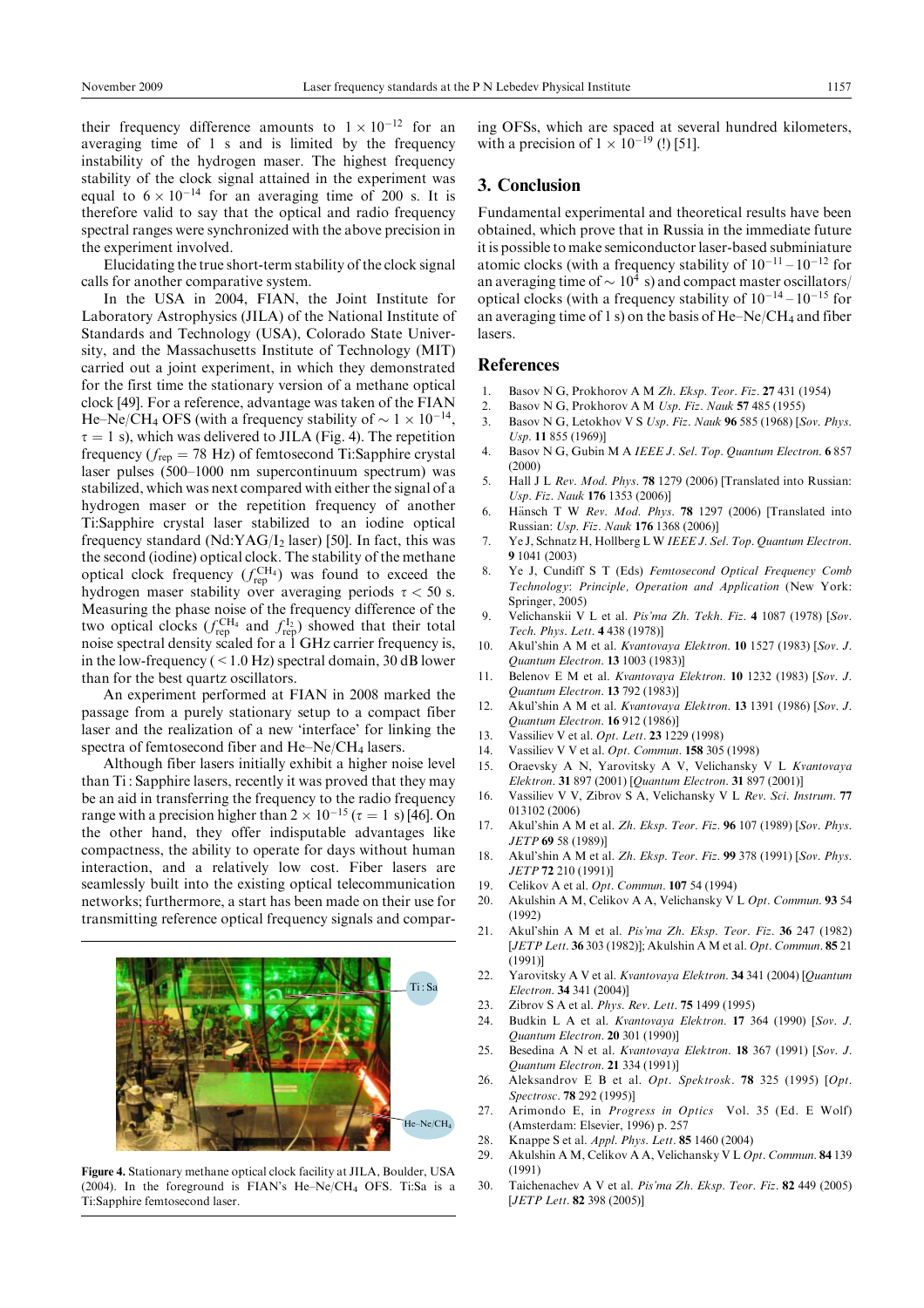their frequency difference amounts to $1 \times 10^{-12}$ for an averaging time of 1 s and is limited by the frequency instability of the hydrogen maser. The highest frequency stability of the clock signal attained in the experiment was equal to $6 \times 10^{-14}$ for an averaging time of 200 s. It is therefore valid to say that the optical and radio frequency spectral ranges were synchronized with the above precision in the experiment involved.

Elucidating the true short-term stability of the clock signal calls for another comparative system.

In the USA in 2004, FIAN, the Joint Institute for Laboratory Astrophysics (JILA) of the National Institute of Standards and Technology (USA), Colorado State University, and the Massachusetts Institute of Technology (MIT) carried out a joint experiment, in which they demonstrated for the first time the stationary version of a methane optical clock [49]. For a reference, advantage was taken of the FIAN He–Ne/$CH_4$ OFS (with a frequency stability of $\sim 1 \times 10^{-14}$, $\tau = 1$ s), which was delivered to JILA (Fig. 4). The repetition frequency ($f_{rep} = 78$ Hz) of femtosecond Ti:Sapphire crystal laser pulses (500–1000 nm supercontinuum spectrum) was stabilized, which was next compared with either the signal of a hydrogen maser or the repetition frequency of another Ti:Sapphire crystal laser stabilized to an iodine optical frequency standard (Nd:YAG/$I_2$ laser) [50]. In fact, this was the second (iodine) optical clock. The stability of the methane optical clock frequency ($f_{rep}^{CH_4}$) was found to exceed the hydrogen maser stability over averaging periods $\tau < 50$ s. Measuring the phase noise of the frequency difference of the two optical clocks ($f_{rep}^{CH_4}$ and $f_{rep}^{I_2}$) showed that their total noise spectral density scaled for a 1 GHz carrier frequency is, in the low-frequency (< 1.0 Hz) spectral domain, 30 dB lower than for the best quartz oscillators.

An experiment performed at FIAN in 2008 marked the passage from a purely stationary setup to a compact fiber laser and the realization of a new 'interface' for linking the spectra of femtosecond fiber and He–Ne/$CH_4$ lasers.

Although fiber lasers initially exhibit a higher noise level than Ti : Sapphire lasers, recently it was proved that they may be an aid in transferring the frequency to the radio frequency range with a precision higher than $2 \times 10^{-15}$ ($\tau = 1$ s) [46]. On the other hand, they offer indisputable advantages like compactness, the ability to operate for days without human interaction, and a relatively low cost. Fiber lasers are seamlessly built into the existing optical telecommunication networks; furthermore, a start has been made on their use for transmitting reference optical frequency signals and comparing OFSs, which are spaced at several hundred kilometers, with a precision of $1 \times 10^{-19}$ (!) [51].

Figure 4. Stationary methane optical clock facility at JILA, Boulder, USA (2004). In the foreground is FIAN's He–Ne/$CH_4$ OFS. Ti:Sa is a Ti:Sapphire femtosecond laser.

## 3. Conclusion

Fundamental experimental and theoretical results have been obtained, which prove that in Russia in the immediate future it is possible to make semiconductor laser-based subminiature atomic clocks (with a frequency stability of $10^{-11}$ – $10^{-12}$ for an averaging time of $\sim 10^4$ s) and compact master oscillators/optical clocks (with a frequency stability of $10^{-14}$ – $10^{-15}$ for an averaging time of 1 s) on the basis of He–Ne/$CH_4$ and fiber lasers.

## References

1. Basov N G, Prokhorov A M *Zh. Eksp. Teor. Fiz.* **27** 431 (1954)
2. Basov N G, Prokhorov A M *Usp. Fiz. Nauk* **57** 485 (1955)
3. Basov N G, Letokhov V S *Usp. Fiz. Nauk* **96** 585 (1968) [*Sov. Phys. Usp.* **11** 855 (1969)]
4. Basov N G, Gubin M A *IEEE J. Sel. Top. Quantum Electron.* **6** 857 (2000)
5. Hall J L *Rev. Mod. Phys.* **78** 1279 (2006) [Translated into Russian: *Usp. Fiz. Nauk* **176** 1353 (2006)]
6. Hänsch T W *Rev. Mod. Phys.* **78** 1297 (2006) [Translated into Russian: *Usp. Fiz. Nauk* **176** 1368 (2006)]
7. Ye J, Schnatz H, Hollberg L W *IEEE J. Sel. Top. Quantum Electron.* **9** 1041 (2003)
8. Ye J, Cundiff S T (Eds) *Femtosecond Optical Frequency Comb Technology: Principle, Operation and Application* (New York: Springer, 2005)
9. Velichanskii V L et al. *Pis'ma Zh. Tekh. Fiz.* **4** 1087 (1978) [*Sov. Tech. Phys. Lett.* **4** 438 (1978)]
10. Akul'shin A M et al. *Kvantovaya Elektron.* **10** 1527 (1983) [*Sov. J. Quantum Electron.* **13** 1003 (1983)]
11. Belenov E M et al. *Kvantovaya Elektron.* **10** 1232 (1983) [*Sov. J. Quantum Electron.* **13** 792 (1983)]
12. Akul'shin A M et al. *Kvantovaya Elektron.* **13** 1391 (1986) [*Sov. J. Quantum Electron.* **16** 912 (1986)]
13. Vassiliev V et al. *Opt. Lett.* **23** 1229 (1998)
14. Vassiliev V V et al. *Opt. Commun.* **158** 305 (1998)
15. Oraevsky A N, Yarovitsky A V, Velichansky V L *Kvantovaya Elektron.* **31** 897 (2001) [*Quantum Electron.* **31** 897 (2001)]
16. Vassiliev V V, Zibrov S A, Velichansky V L *Rev. Sci. Instrum.* **77** 013102 (2006)
17. Akul'shin A M et al. *Zh. Eksp. Teor. Fiz.* **96** 107 (1989) [*Sov. Phys. JETP* **69** 58 (1989)]
18. Akul'shin A M et al. *Zh. Eksp. Teor. Fiz.* **99** 378 (1991) [*Sov. Phys. JETP* **72** 210 (1991)]
19. Celikov A et al. *Opt. Commun.* **107** 54 (1994)
20. Akulshin A M, Celikov A A, Velichansky V L *Opt. Commun.* **93** 54 (1992)
21. Akul'shin A M et al. *Pis'ma Zh. Eksp. Teor. Fiz.* **36** 247 (1982) [*JETP Lett.* **36** 303 (1982)]; Akulshin A M et al. *Opt. Commun.* **85** 21 (1991)]
22. Yarovitsky A V et al. *Kvantovaya Elektron.* **34** 341 (2004) [*Quantum Electron.* **34** 341 (2004)]
23. Zibrov S A et al. *Phys. Rev. Lett.* **75** 1499 (1995)
24. Budkin L A et al. *Kvantovaya Elektron.* **17** 364 (1990) [*Sov. J. Quantum Electron.* **20** 301 (1990)]
25. Besedina A N et al. *Kvantovaya Elektron.* **18** 367 (1991) [*Sov. J. Quantum Electron.* **21** 334 (1991)]
26. Aleksandrov E B et al. *Opt. Spektrosk.* **78** 325 (1995) [*Opt. Spectrosc.* **78** 292 (1995)]
27. Arimondo E, in *Progress in Optics* Vol. 35 (Ed. E Wolf) (Amsterdam: Elsevier, 1996) p. 257
28. Knappe S et al. *Appl. Phys. Lett.* **85** 1460 (2004)
29. Akulshin A M, Celikov A A, Velichansky V L *Opt. Commun.* **84** 139 (1991)
30. Taichenachev A V et al. *Pis'ma Zh. Eksp. Teor. Fiz.* **82** 449 (2005) [*JETP Lett.* **82** 398 (2005)]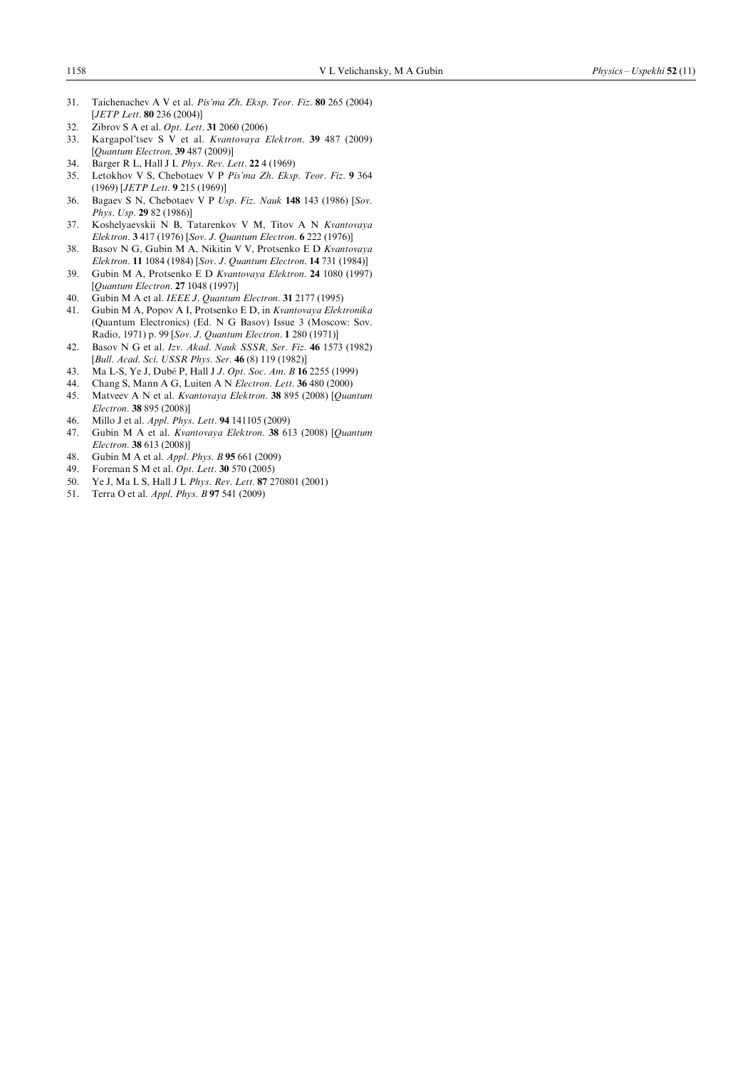31. Taichenachev A V et al. *Pis'ma Zh. Eksp. Teor. Fiz.* **80** 265 (2004) [*JETP Lett.* **80** 236 (2004)]
32. Zibrov S A et al. *Opt. Lett.* **31** 2060 (2006)
33. Kargapol'tsev S V et al. *Kvantovaya Elektron.* **39** 487 (2009) [*Quantum Electron.* **39** 487 (2009)]
34. Barger R L, Hall J L *Phys. Rev. Lett.* **22** 4 (1969)
35. Letokhov V S, Chebotaev V P *Pis'ma Zh. Eksp. Teor. Fiz.* **9** 364 (1969) [*JETP Lett.* **9** 215 (1969)]
36. Bagaev S N, Chebotaev V P *Usp. Fiz. Nauk* **148** 143 (1986) [*Sov. Phys. Usp.* **29** 82 (1986)]
37. Koshelyaevskii N B, Tatarenkov V M, Titov A N *Kvantovaya Elektron.* **3** 417 (1976) [*Sov. J. Quantum Electron.* **6** 222 (1976)]
38. Basov N G, Gubin M A, Nikitin V V, Protsenko E D *Kvantovaya Elektron.* **11** 1084 (1984) [*Sov. J. Quantum Electron.* **14** 731 (1984)]
39. Gubin M A, Protsenko E D *Kvantovaya Elektron.* **24** 1080 (1997) [*Quantum Electron.* **27** 1048 (1997)]
40. Gubin M A et al. *IEEE J. Quantum Electron.* **31** 2177 (1995)
41. Gubin M A, Popov A I, Protsenko E D, in *Kvantovaya Elektronika* (Quantum Electronics) (Ed. N G Basov) Issue 3 (Moscow: Sov. Radio, 1971) p. 99 [*Sov. J. Quantum Electron.* **1** 280 (1971)]
42. Basov N G et al. *Izv. Akad. Nauk SSSR, Ser. Fiz.* **46** 1573 (1982) [*Bull. Acad. Sci. USSR Phys. Ser.* **46** (8) 119 (1982)]
43. Ma L-S, Ye J, Dubé P, Hall J *J. Opt. Soc. Am. B* **16** 2255 (1999)
44. Chang S, Mann A G, Luiten A N *Electron. Lett.* **36** 480 (2000)
45. Matveev A N et al. *Kvantovaya Elektron.* **38** 895 (2008) [*Quantum Electron.* **38** 895 (2008)]
46. Millo J et al. *Appl. Phys. Lett.* **94** 141105 (2009)
47. Gubin M A et al. *Kvantovaya Elektron.* **38** 613 (2008) [*Quantum Electron.* **38** 613 (2008)]
48. Gubin M A et al. *Appl. Phys. B* **95** 661 (2009)
49. Foreman S M et al. *Opt. Lett.* **30** 570 (2005)
50. Ye J, Ma L S, Hall J L *Phys. Rev. Lett.* **87** 270801 (2001)
51. Terra O et al. *Appl. Phys. B* **97** 541 (2009)